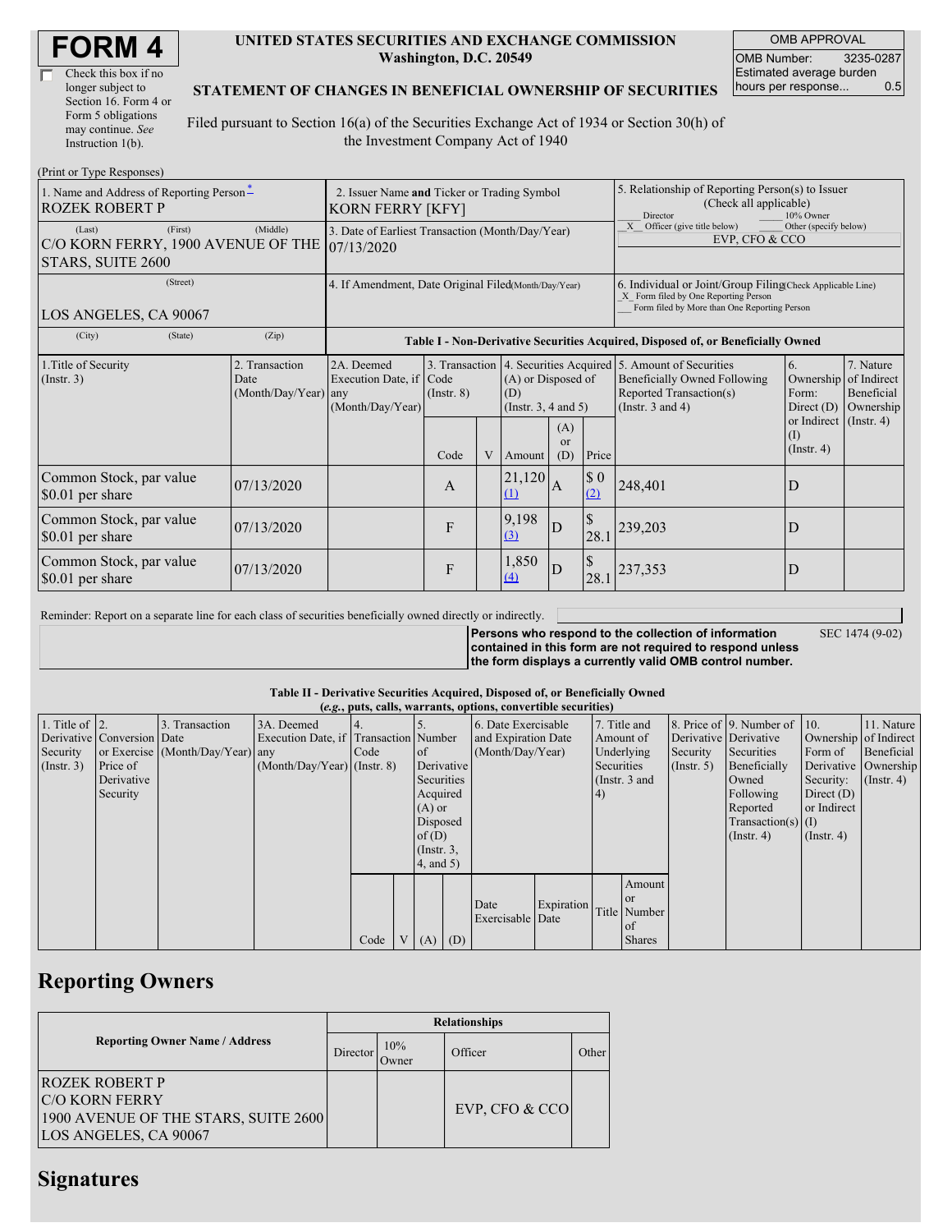# FORM 4

☐ Check this box if no longer subject to Section 16. Form 4 or Form 5 obligations may continue. *See* Instruction 1(b).

**UNITED STATES SECURITIES AND EXCHANGE COMMISSION**
**Washington, D.C. 20549**

**STATEMENT OF CHANGES IN BENEFICIAL OWNERSHIP OF SECURITIES**

Filed pursuant to Section 16(a) of the Securities Exchange Act of 1934 or Section 30(h) of the Investment Company Act of 1940

| OMB APPROVAL | |
|---|---|
| OMB Number: | 3235-0287 |
| Estimated average burden hours per response... | 0.5 |

(Print or Type Responses)

| 1. Name and Address of Reporting Person * | 2. Issuer Name and Ticker or Trading Symbol | 5. Relationship of Reporting Person(s) to Issuer (Check all applicable) |
|---|---|---|
| ROZEK ROBERT P | KORN FERRY [KFY] | ___ Director ___ 10% Owner _X_ Officer (give title below) ___ Other (specify below) |
| (Last) (First) (Middle) C/O KORN FERRY, 1900 AVENUE OF THE STARS, SUITE 2600 | 3. Date of Earliest Transaction (Month/Day/Year) 07/13/2020 | EVP, CFO & CCO |
| (Street) LOS ANGELES, CA 90067 | 4. If Amendment, Date Original Filed (Month/Day/Year) | 6. Individual or Joint/Group Filing (Check Applicable Line) _X_ Form filed by One Reporting Person ___ Form filed by More than One Reporting Person |
| (City) (State) (Zip) | | |

**Table I - Non-Derivative Securities Acquired, Disposed of, or Beneficially Owned**

| 1.Title of Security (Instr. 3) | 2. Transaction Date (Month/Day/Year) | 2A. Deemed Execution Date, if any (Month/Day/Year) | 3. Transaction Code (Instr. 8) | | 4. Securities Acquired (A) or Disposed of (D) (Instr. 3, 4 and 5) | | | 5. Amount of Securities Beneficially Owned Following Reported Transaction(s) (Instr. 3 and 4) | 6. Ownership Form: Direct (D) or Indirect (I) (Instr. 4) | 7. Nature of Indirect Beneficial Ownership (Instr. 4) |
|---|---|---|---|---|---|---|---|---|---|---|
| | | | Code | V | Amount | (A) or (D) | Price | | | |
| Common Stock, par value $0.01 per share | 07/13/2020 | | A | | 21,120 (1) | A | $ 0 (2) | 248,401 | D | |
| Common Stock, par value $0.01 per share | 07/13/2020 | | F | | 9,198 (3) | D | $ 28.1 | 239,203 | D | |
| Common Stock, par value $0.01 per share | 07/13/2020 | | F | | 1,850 (4) | D | $ 28.1 | 237,353 | D | |

Reminder: Report on a separate line for each class of securities beneficially owned directly or indirectly.

**Persons who respond to the collection of information contained in this form are not required to respond unless the form displays a currently valid OMB control number.** SEC 1474 (9-02)

**Table II - Derivative Securities Acquired, Disposed of, or Beneficially Owned**
**(*e.g.*, puts, calls, warrants, options, convertible securities)**

| 1. Title of Derivative Security (Instr. 3) | 2. Conversion or Exercise Price of Derivative Security | 3. Transaction Date (Month/Day/Year) | 3A. Deemed Execution Date, if any (Month/Day/Year) | 4. Transaction Code (Instr. 8) | | 5. Number of Derivative Securities Acquired (A) or Disposed of (D) (Instr. 3, 4, and 5) | | 6. Date Exercisable and Expiration Date (Month/Day/Year) | | 7. Title and Amount of Underlying Securities (Instr. 3 and 4) | | 8. Price of Derivative Security (Instr. 5) | 9. Number of Derivative Securities Beneficially Owned Following Reported Transaction(s) (Instr. 4) | 10. Ownership Form of Derivative Security: Direct (D) or Indirect (I) (Instr. 4) | 11. Nature of Indirect Beneficial Ownership (Instr. 4) |
|---|---|---|---|---|---|---|---|---|---|---|---|---|---|---|---|
| | | | | Code | V | (A) | (D) | Date Exercisable | Expiration Date | Title | Amount or Number of Shares | | | | |

## Reporting Owners

| Reporting Owner Name / Address | Relationships | | | |
|---|---|---|---|---|
| | Director | 10% Owner | Officer | Other |
| ROZEK ROBERT P C/O KORN FERRY 1900 AVENUE OF THE STARS, SUITE 2600 LOS ANGELES, CA 90067 | | | EVP, CFO & CCO | |

## Signatures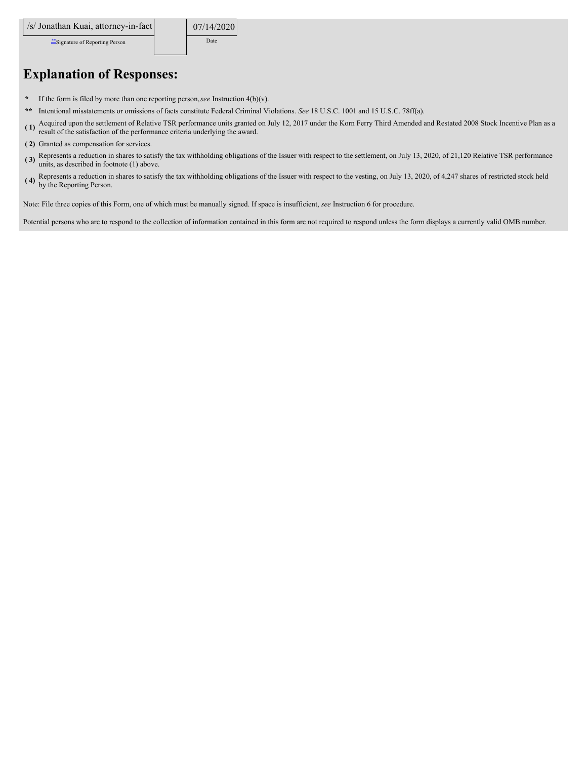| /s/ Jonathan Kuai, attorney-in-fact | | 07/14/2020 |
| --- | --- | --- |
| ** Signature of Reporting Person | | Date |

## Explanation of Responses:

\* If the form is filed by more than one reporting person, *see* Instruction 4(b)(v).

\*\* Intentional misstatements or omissions of facts constitute Federal Criminal Violations. *See* 18 U.S.C. 1001 and 15 U.S.C. 78ff(a).

**( 1)** Acquired upon the settlement of Relative TSR performance units granted on July 12, 2017 under the Korn Ferry Third Amended and Restated 2008 Stock Incentive Plan as a result of the satisfaction of the performance criteria underlying the award.

**( 2)** Granted as compensation for services.

**( 3)** Represents a reduction in shares to satisfy the tax withholding obligations of the Issuer with respect to the settlement, on July 13, 2020, of 21,120 Relative TSR performance units, as described in footnote (1) above.

**( 4)** Represents a reduction in shares to satisfy the tax withholding obligations of the Issuer with respect to the vesting, on July 13, 2020, of 4,247 shares of restricted stock held by the Reporting Person.

Note: File three copies of this Form, one of which must be manually signed. If space is insufficient, *see* Instruction 6 for procedure.

Potential persons who are to respond to the collection of information contained in this form are not required to respond unless the form displays a currently valid OMB number.